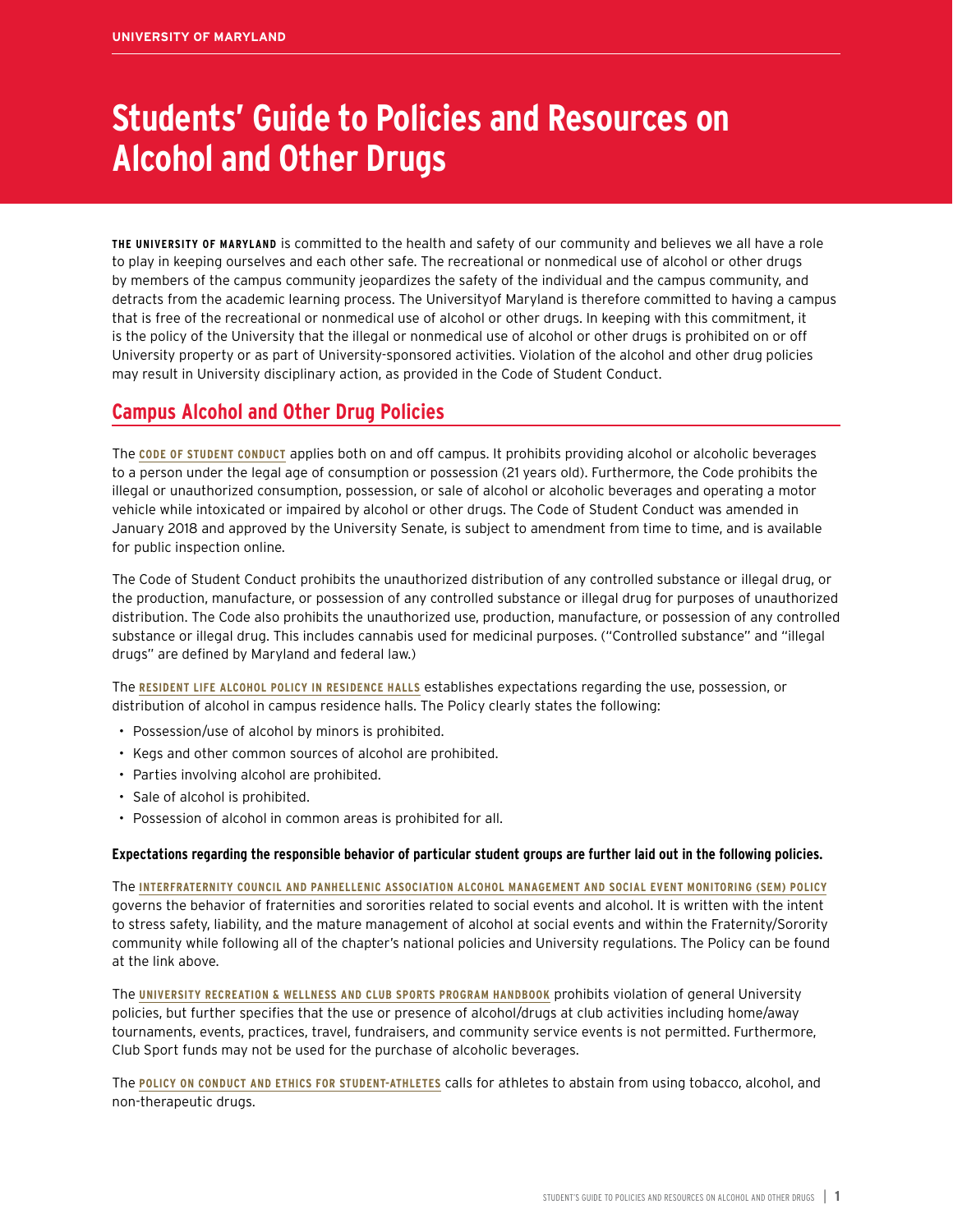# Students' Guide to Policies and Resources on Alcohol and Other Drugs

**THE UNIVERSITY OF MARYLAND** is committed to the health and safety of our community and believes we all have a role to play in keeping ourselves and each other safe. The recreational or nonmedical use of alcohol or other drugs by members of the campus community jeopardizes the safety of the individual and the campus community, and detracts from the academic learning process. The Universityof Maryland is therefore committed to having a campus that is free of the recreational or nonmedical use of alcohol or other drugs. In keeping with this commitment, it is the policy of the University that the illegal or nonmedical use of alcohol or other drugs is prohibited on or off University property or as part of University-sponsored activities. Violation of the alcohol and other drug policies may result in University disciplinary action, as provided in the Code of Student Conduct.

## Campus Alcohol and Other Drug Policies

The **CODE OF STUDENT CONDUCT** applies both on and off campus. It prohibits providing alcohol or alcoholic beverages to a person under the legal age of consumption or possession (21 years old). Furthermore, the Code prohibits the illegal or unauthorized consumption, possession, or sale of alcohol or alcoholic beverages and operating a motor vehicle while intoxicated or impaired by alcohol or other drugs. The Code of Student Conduct was amended in January 2018 and approved by the University Senate, is subject to amendment from time to time, and is available for public inspection online.

The Code of Student Conduct prohibits the unauthorized distribution of any controlled substance or illegal drug, or the production, manufacture, or possession of any controlled substance or illegal drug for purposes of unauthorized distribution. The Code also prohibits the unauthorized use, production, manufacture, or possession of any controlled substance or illegal drug. This includes cannabis used for medicinal purposes. ("Controlled substance" and "illegal drugs" are defined by Maryland and federal law.)

The **RESIDENT LIFE ALCOHOL POLICY IN RESIDENCE HALLS** establishes expectations regarding the use, possession, or distribution of alcohol in campus residence halls. The Policy clearly states the following:

- Possession/use of alcohol by minors is prohibited.
- Kegs and other common sources of alcohol are prohibited.
- Parties involving alcohol are prohibited.
- Sale of alcohol is prohibited.
- Possession of alcohol in common areas is prohibited for all.

**Expectations regarding the responsible behavior of particular student groups are further laid out in the following policies.**

The **INTERFRATERNITY COUNCIL AND PANHELLENIC ASSOCIATION ALCOHOL MANAGEMENT AND SOCIAL EVENT MONITORING (SEM) POLICY** governs the behavior of fraternities and sororities related to social events and alcohol. It is written with the intent to stress safety, liability, and the mature management of alcohol at social events and within the Fraternity/Sorority community while following all of the chapter's national policies and University regulations. The Policy can be found at the link above.

The **UNIVERSITY RECREATION & WELLNESS AND CLUB SPORTS PROGRAM HANDBOOK** prohibits violation of general University policies, but further specifies that the use or presence of alcohol/drugs at club activities including home/away tournaments, events, practices, travel, fundraisers, and community service events is not permitted. Furthermore, Club Sport funds may not be used for the purchase of alcoholic beverages.

The **POLICY ON CONDUCT AND ETHICS FOR STUDENT-ATHLETES** calls for athletes to abstain from using tobacco, alcohol, and non-therapeutic drugs.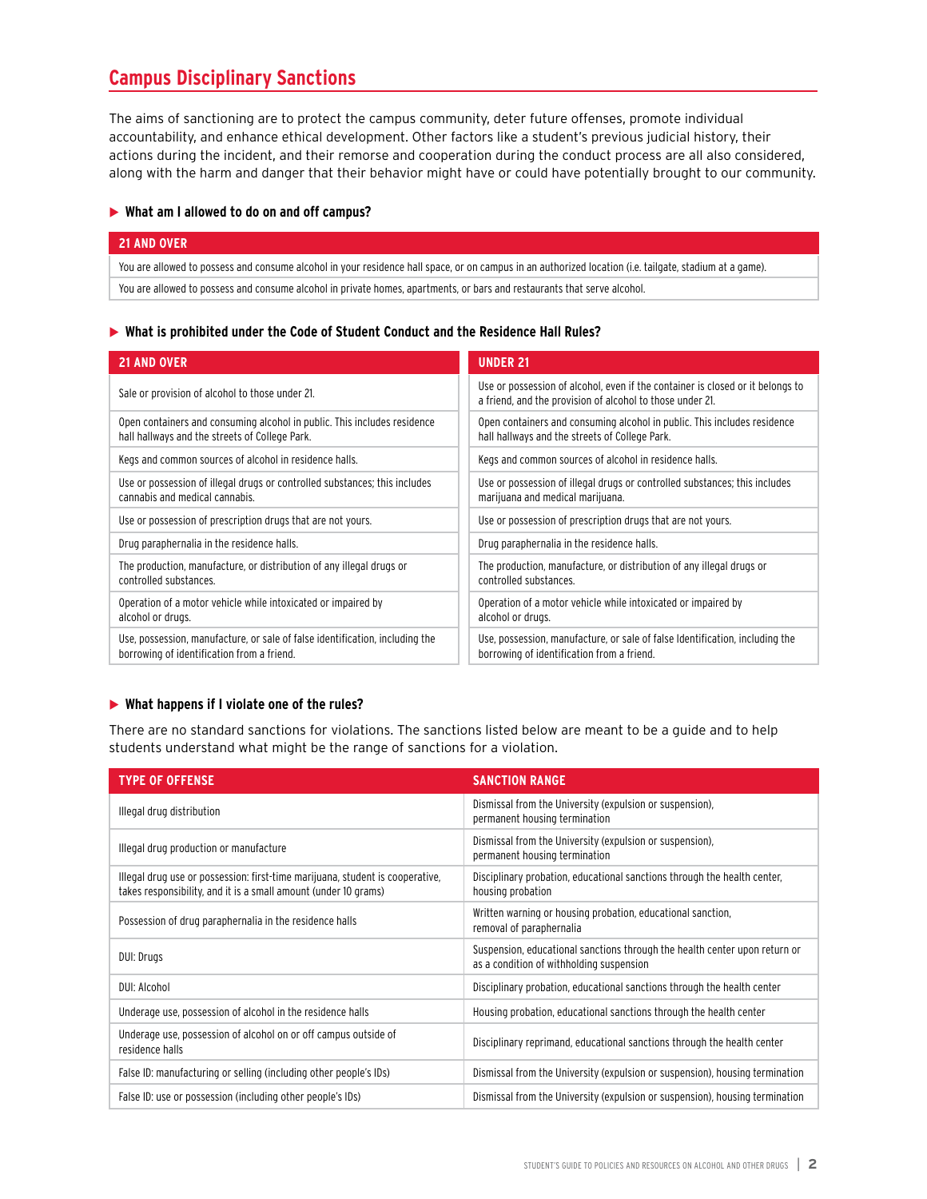## Campus Disciplinary Sanctions

The aims of sanctioning are to protect the campus community, deter future offenses, promote individual accountability, and enhance ethical development. Other factors like a student's previous judicial history, their actions during the incident, and their remorse and cooperation during the conduct process are all also considered, along with the harm and danger that their behavior might have or could have potentially brought to our community.

### ▶ What am I allowed to do on and off campus?

| 21 AND OVER |
|---|
| You are allowed to possess and consume alcohol in your residence hall space, or on campus in an authorized location (i.e. tailgate, stadium at a game). |
| You are allowed to possess and consume alcohol in private homes, apartments, or bars and restaurants that serve alcohol. |

### ▶ What is prohibited under the Code of Student Conduct and the Residence Hall Rules?

| 21 AND OVER | UNDER 21 |
|---|---|
| Sale or provision of alcohol to those under 21. | Use or possession of alcohol, even if the container is closed or it belongs to a friend, and the provision of alcohol to those under 21. |
| Open containers and consuming alcohol in public. This includes residence hall hallways and the streets of College Park. | Open containers and consuming alcohol in public. This includes residence hall hallways and the streets of College Park. |
| Kegs and common sources of alcohol in residence halls. | Kegs and common sources of alcohol in residence halls. |
| Use or possession of illegal drugs or controlled substances; this includes cannabis and medical cannabis. | Use or possession of illegal drugs or controlled substances; this includes marijuana and medical marijuana. |
| Use or possession of prescription drugs that are not yours. | Use or possession of prescription drugs that are not yours. |
| Drug paraphernalia in the residence halls. | Drug paraphernalia in the residence halls. |
| The production, manufacture, or distribution of any illegal drugs or controlled substances. | The production, manufacture, or distribution of any illegal drugs or controlled substances. |
| Operation of a motor vehicle while intoxicated or impaired by alcohol or drugs. | Operation of a motor vehicle while intoxicated or impaired by alcohol or drugs. |
| Use, possession, manufacture, or sale of false identification, including the borrowing of identification from a friend. | Use, possession, manufacture, or sale of false Identification, including the borrowing of identification from a friend. |

### ▶ What happens if I violate one of the rules?

There are no standard sanctions for violations. The sanctions listed below are meant to be a guide and to help students understand what might be the range of sanctions for a violation.

| TYPE OF OFFENSE | SANCTION RANGE |
|---|---|
| Illegal drug distribution | Dismissal from the University (expulsion or suspension), permanent housing termination |
| Illegal drug production or manufacture | Dismissal from the University (expulsion or suspension), permanent housing termination |
| Illegal drug use or possession: first-time marijuana, student is cooperative, takes responsibility, and it is a small amount (under 10 grams) | Disciplinary probation, educational sanctions through the health center, housing probation |
| Possession of drug paraphernalia in the residence halls | Written warning or housing probation, educational sanction, removal of paraphernalia |
| DUI: Drugs | Suspension, educational sanctions through the health center upon return or as a condition of withholding suspension |
| DUI: Alcohol | Disciplinary probation, educational sanctions through the health center |
| Underage use, possession of alcohol in the residence halls | Housing probation, educational sanctions through the health center |
| Underage use, possession of alcohol on or off campus outside of residence halls | Disciplinary reprimand, educational sanctions through the health center |
| False ID: manufacturing or selling (including other people's IDs) | Dismissal from the University (expulsion or suspension), housing termination |
| False ID: use or possession (including other people's IDs) | Dismissal from the University (expulsion or suspension), housing termination |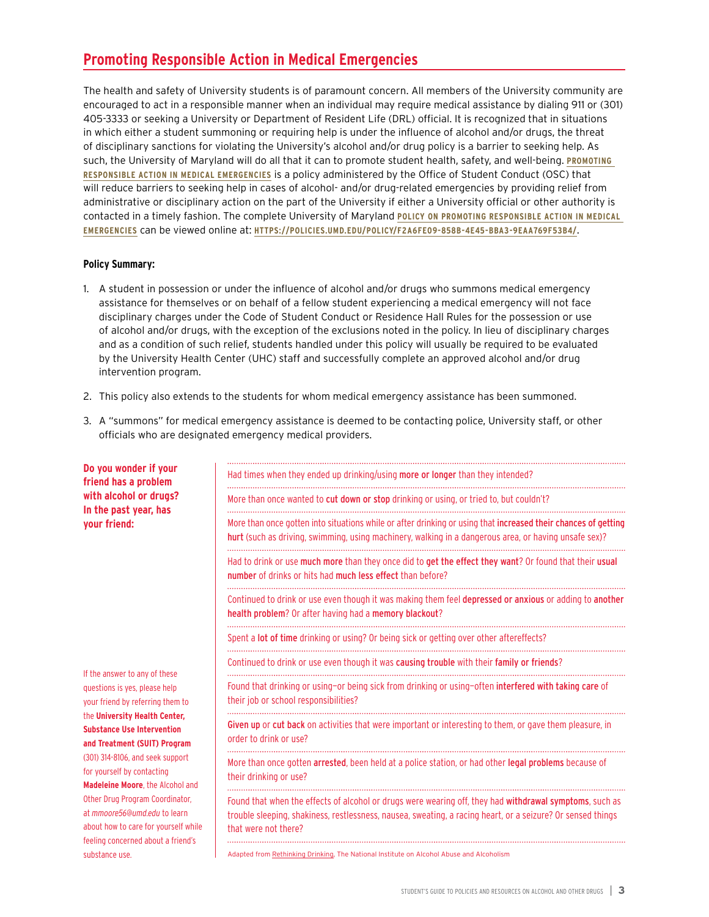## Promoting Responsible Action in Medical Emergencies

The health and safety of University students is of paramount concern. All members of the University community are encouraged to act in a responsible manner when an individual may require medical assistance by dialing 911 or (301) 405-3333 or seeking a University or Department of Resident Life (DRL) official. It is recognized that in situations in which either a student summoning or requiring help is under the influence of alcohol and/or drugs, the threat of disciplinary sanctions for violating the University's alcohol and/or drug policy is a barrier to seeking help. As such, the University of Maryland will do all that it can to promote student health, safety, and well-being. **PROMOTING RESPONSIBLE ACTION IN MEDICAL EMERGENCIES** is a policy administered by the Office of Student Conduct (OSC) that will reduce barriers to seeking help in cases of alcohol- and/or drug-related emergencies by providing relief from administrative or disciplinary action on the part of the University if either a University official or other authority is contacted in a timely fashion. The complete University of Maryland **POLICY ON PROMOTING RESPONSIBLE ACTION IN MEDICAL EMERGENCIES** can be viewed online at: **HTTPS://POLICIES.UMD.EDU/POLICY/F2A6FE09-858B-4E45-BBA3-9EAA769F53B4/**.

**Policy Summary:**

1. A student in possession or under the influence of alcohol and/or drugs who summons medical emergency assistance for themselves or on behalf of a fellow student experiencing a medical emergency will not face disciplinary charges under the Code of Student Conduct or Residence Hall Rules for the possession or use of alcohol and/or drugs, with the exception of the exclusions noted in the policy. In lieu of disciplinary charges and as a condition of such relief, students handled under this policy will usually be required to be evaluated by the University Health Center (UHC) staff and successfully complete an approved alcohol and/or drug intervention program.
2. This policy also extends to the students for whom medical emergency assistance has been summoned.
3. A "summons" for medical emergency assistance is deemed to be contacting police, University staff, or other officials who are designated emergency medical providers.

**Do you wonder if your friend has a problem with alcohol or drugs? In the past year, has your friend:**

- Had times when they ended up drinking/using **more or longer** than they intended?
- More than once wanted to **cut down or stop** drinking or using, or tried to, but couldn't?
- More than once gotten into situations while or after drinking or using that **increased their chances of getting hurt** (such as driving, swimming, using machinery, walking in a dangerous area, or having unsafe sex)?
- Had to drink or use **much more** than they once did to **get the effect they want**? Or found that their **usual number** of drinks or hits had **much less effect** than before?
- Continued to drink or use even though it was making them feel **depressed or anxious** or adding to **another health problem**? Or after having had a **memory blackout**?
- Spent a **lot of time** drinking or using? Or being sick or getting over other aftereffects?
- Continued to drink or use even though it was **causing trouble** with their **family or friends**?
- Found that drinking or using—or being sick from drinking or using—often **interfered with taking care** of their job or school responsibilities?
- **Given up** or **cut back** on activities that were important or interesting to them, or gave them pleasure, in order to drink or use?
- More than once gotten **arrested**, been held at a police station, or had other **legal problems** because of their drinking or use?
- Found that when the effects of alcohol or drugs were wearing off, they had **withdrawal symptoms**, such as trouble sleeping, shakiness, restlessness, nausea, sweating, a racing heart, or a seizure? Or sensed things that were not there?

Adapted from Rethinking Drinking, The National Institute on Alcohol Abuse and Alcoholism

If the answer to any of these questions is yes, please help your friend by referring them to the **University Health Center, Substance Use Intervention and Treatment (SUIT) Program** (301) 314-8106, and seek support for yourself by contacting **Madeleine Moore**, the Alcohol and Other Drug Program Coordinator, at *mmoore56@umd.edu* to learn about how to care for yourself while feeling concerned about a friend's substance use.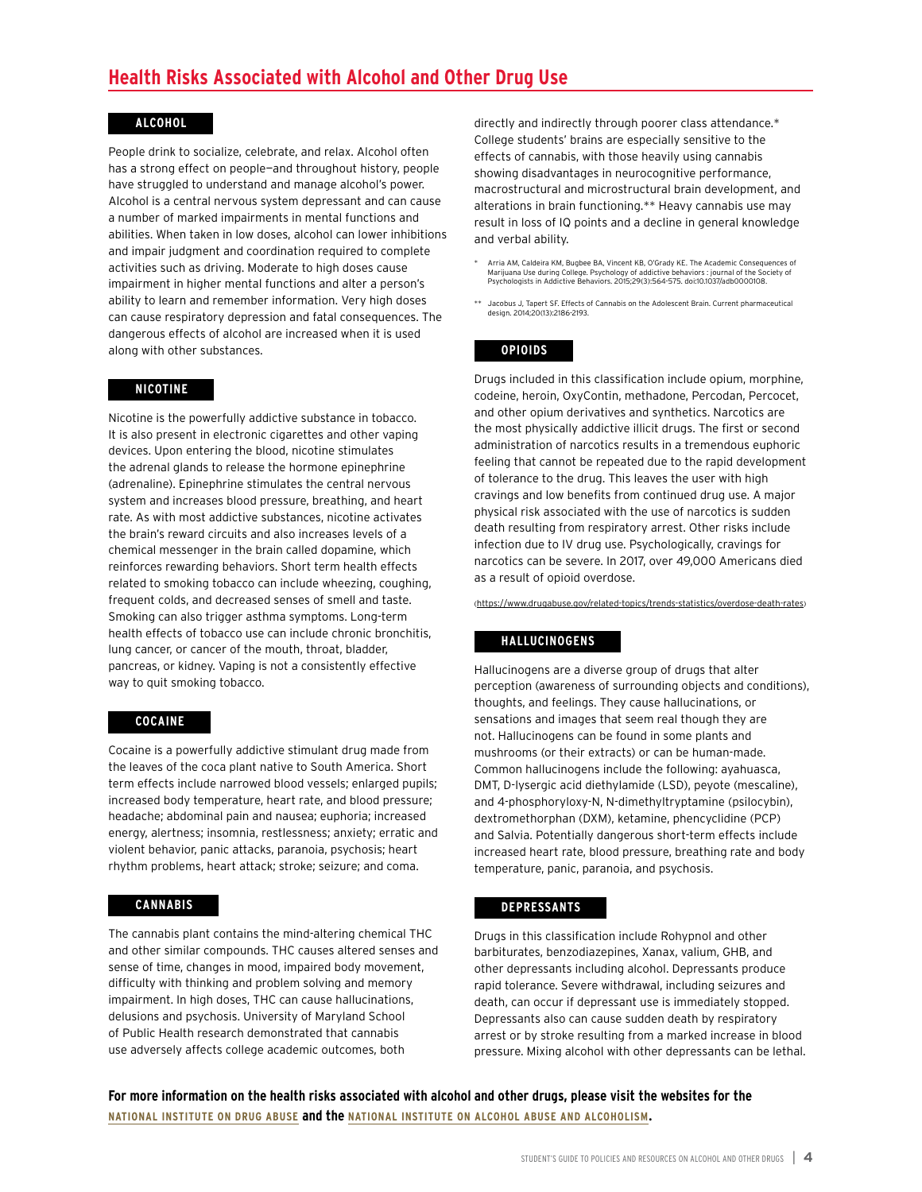## Health Risks Associated with Alcohol and Other Drug Use

### ALCOHOL

People drink to socialize, celebrate, and relax. Alcohol often has a strong effect on people—and throughout history, people have struggled to understand and manage alcohol's power. Alcohol is a central nervous system depressant and can cause a number of marked impairments in mental functions and abilities. When taken in low doses, alcohol can lower inhibitions and impair judgment and coordination required to complete activities such as driving. Moderate to high doses cause impairment in higher mental functions and alter a person's ability to learn and remember information. Very high doses can cause respiratory depression and fatal consequences. The dangerous effects of alcohol are increased when it is used along with other substances.

### NICOTINE

Nicotine is the powerfully addictive substance in tobacco. It is also present in electronic cigarettes and other vaping devices. Upon entering the blood, nicotine stimulates the adrenal glands to release the hormone epinephrine (adrenaline). Epinephrine stimulates the central nervous system and increases blood pressure, breathing, and heart rate. As with most addictive substances, nicotine activates the brain's reward circuits and also increases levels of a chemical messenger in the brain called dopamine, which reinforces rewarding behaviors. Short term health effects related to smoking tobacco can include wheezing, coughing, frequent colds, and decreased senses of smell and taste. Smoking can also trigger asthma symptoms. Long-term health effects of tobacco use can include chronic bronchitis, lung cancer, or cancer of the mouth, throat, bladder, pancreas, or kidney. Vaping is not a consistently effective way to quit smoking tobacco.

### COCAINE

Cocaine is a powerfully addictive stimulant drug made from the leaves of the coca plant native to South America. Short term effects include narrowed blood vessels; enlarged pupils; increased body temperature, heart rate, and blood pressure; headache; abdominal pain and nausea; euphoria; increased energy, alertness; insomnia, restlessness; anxiety; erratic and violent behavior, panic attacks, paranoia, psychosis; heart rhythm problems, heart attack; stroke; seizure; and coma.

### CANNABIS

The cannabis plant contains the mind-altering chemical THC and other similar compounds. THC causes altered senses and sense of time, changes in mood, impaired body movement, difficulty with thinking and problem solving and memory impairment. In high doses, THC can cause hallucinations, delusions and psychosis. University of Maryland School of Public Health research demonstrated that cannabis use adversely affects college academic outcomes, both directly and indirectly through poorer class attendance.* College students' brains are especially sensitive to the effects of cannabis, with those heavily using cannabis showing disadvantages in neurocognitive performance, macrostructural and microstructural brain development, and alterations in brain functioning.** Heavy cannabis use may result in loss of IQ points and a decline in general knowledge and verbal ability.

\* Arria AM, Caldeira KM, Bugbee BA, Vincent KB, O'Grady KE. The Academic Consequences of Marijuana Use during College. Psychology of addictive behaviors : journal of the Society of Psychologists in Addictive Behaviors. 2015;29(3):564-575. doi:10.1037/adb0000108.

\** Jacobus J, Tapert SF. Effects of Cannabis on the Adolescent Brain. Current pharmaceutical design. 2014;20(13):2186-2193.

### OPIOIDS

Drugs included in this classification include opium, morphine, codeine, heroin, OxyContin, methadone, Percodan, Percocet, and other opium derivatives and synthetics. Narcotics are the most physically addictive illicit drugs. The first or second administration of narcotics results in a tremendous euphoric feeling that cannot be repeated due to the rapid development of tolerance to the drug. This leaves the user with high cravings and low benefits from continued drug use. A major physical risk associated with the use of narcotics is sudden death resulting from respiratory arrest. Other risks include infection due to IV drug use. Psychologically, cravings for narcotics can be severe. In 2017, over 49,000 Americans died as a result of opioid overdose.

(https://www.drugabuse.gov/related-topics/trends-statistics/overdose-death-rates)

### HALLUCINOGENS

Hallucinogens are a diverse group of drugs that alter perception (awareness of surrounding objects and conditions), thoughts, and feelings. They cause hallucinations, or sensations and images that seem real though they are not. Hallucinogens can be found in some plants and mushrooms (or their extracts) or can be human-made. Common hallucinogens include the following: ayahuasca, DMT, D-lysergic acid diethylamide (LSD), peyote (mescaline), and 4-phosphoryloxy-N, N-dimethyltryptamine (psilocybin), dextromethorphan (DXM), ketamine, phencyclidine (PCP) and Salvia. Potentially dangerous short-term effects include increased heart rate, blood pressure, breathing rate and body temperature, panic, paranoia, and psychosis.

### DEPRESSANTS

Drugs in this classification include Rohypnol and other barbiturates, benzodiazepines, Xanax, valium, GHB, and other depressants including alcohol. Depressants produce rapid tolerance. Severe withdrawal, including seizures and death, can occur if depressant use is immediately stopped. Depressants also can cause sudden death by respiratory arrest or by stroke resulting from a marked increase in blood pressure. Mixing alcohol with other depressants can be lethal.

**For more information on the health risks associated with alcohol and other drugs, please visit the websites for the NATIONAL INSTITUTE ON DRUG ABUSE and the NATIONAL INSTITUTE ON ALCOHOL ABUSE AND ALCOHOLISM.**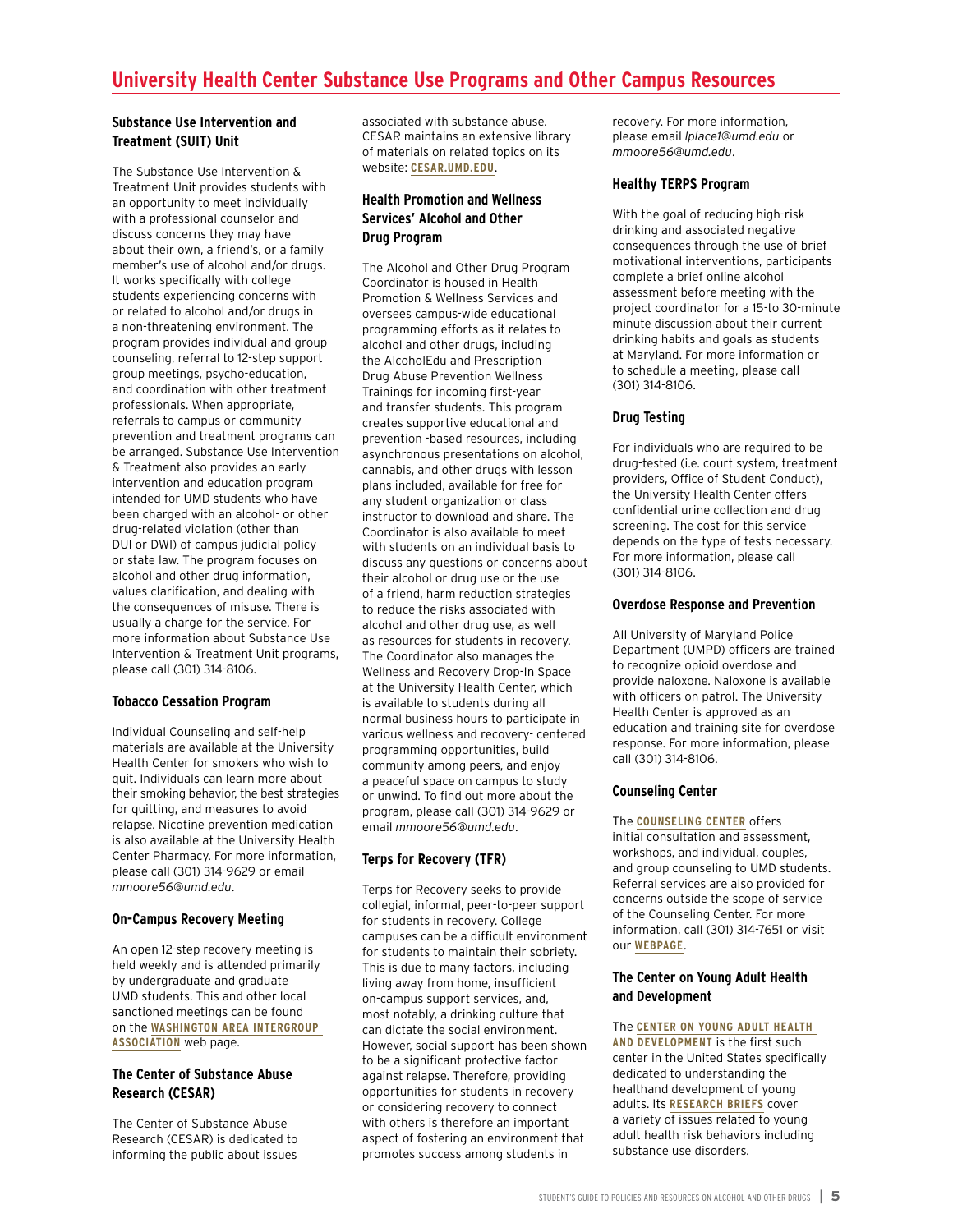# University Health Center Substance Use Programs and Other Campus Resources

### Substance Use Intervention and Treatment (SUIT) Unit

The Substance Use Intervention & Treatment Unit provides students with an opportunity to meet individually with a professional counselor and discuss concerns they may have about their own, a friend's, or a family member's use of alcohol and/or drugs. It works specifically with college students experiencing concerns with or related to alcohol and/or drugs in a non-threatening environment. The program provides individual and group counseling, referral to 12-step support group meetings, psycho-education, and coordination with other treatment professionals. When appropriate, referrals to campus or community prevention and treatment programs can be arranged. Substance Use Intervention & Treatment also provides an early intervention and education program intended for UMD students who have been charged with an alcohol- or other drug-related violation (other than DUI or DWI) of campus judicial policy or state law. The program focuses on alcohol and other drug information, values clarification, and dealing with the consequences of misuse. There is usually a charge for the service. For more information about Substance Use Intervention & Treatment Unit programs, please call (301) 314-8106.

### Tobacco Cessation Program

Individual Counseling and self-help materials are available at the University Health Center for smokers who wish to quit. Individuals can learn more about their smoking behavior, the best strategies for quitting, and measures to avoid relapse. Nicotine prevention medication is also available at the University Health Center Pharmacy. For more information, please call (301) 314-9629 or email *mmoore56@umd.edu*.

### On-Campus Recovery Meeting

An open 12-step recovery meeting is held weekly and is attended primarily by undergraduate and graduate UMD students. This and other local sanctioned meetings can be found on the **WASHINGTON AREA INTERGROUP ASSOCIATION** web page.

### The Center of Substance Abuse Research (CESAR)

The Center of Substance Abuse Research (CESAR) is dedicated to informing the public about issues associated with substance abuse. CESAR maintains an extensive library of materials on related topics on its website: **CESAR.UMD.EDU**.

### Health Promotion and Wellness Services' Alcohol and Other Drug Program

The Alcohol and Other Drug Program Coordinator is housed in Health Promotion & Wellness Services and oversees campus-wide educational programming efforts as it relates to alcohol and other drugs, including the AlcoholEdu and Prescription Drug Abuse Prevention Wellness Trainings for incoming first-year and transfer students. This program creates supportive educational and prevention -based resources, including asynchronous presentations on alcohol, cannabis, and other drugs with lesson plans included, available for free for any student organization or class instructor to download and share. The Coordinator is also available to meet with students on an individual basis to discuss any questions or concerns about their alcohol or drug use or the use of a friend, harm reduction strategies to reduce the risks associated with alcohol and other drug use, as well as resources for students in recovery. The Coordinator also manages the Wellness and Recovery Drop-In Space at the University Health Center, which is available to students during all normal business hours to participate in various wellness and recovery- centered programming opportunities, build community among peers, and enjoy a peaceful space on campus to study or unwind. To find out more about the program, please call (301) 314-9629 or email *mmoore56@umd.edu*.

### Terps for Recovery (TFR)

Terps for Recovery seeks to provide collegial, informal, peer-to-peer support for students in recovery. College campuses can be a difficult environment for students to maintain their sobriety. This is due to many factors, including living away from home, insufficient on-campus support services, and, most notably, a drinking culture that can dictate the social environment. However, social support has been shown to be a significant protective factor against relapse. Therefore, providing opportunities for students in recovery or considering recovery to connect with others is therefore an important aspect of fostering an environment that promotes success among students in recovery. For more information, please email *lplace1@umd.edu* or *mmoore56@umd.edu*.

### Healthy TERPS Program

With the goal of reducing high-risk drinking and associated negative consequences through the use of brief motivational interventions, participants complete a brief online alcohol assessment before meeting with the project coordinator for a 15-to 30-minute minute discussion about their current drinking habits and goals as students at Maryland. For more information or to schedule a meeting, please call (301) 314-8106.

### Drug Testing

For individuals who are required to be drug-tested (i.e. court system, treatment providers, Office of Student Conduct), the University Health Center offers confidential urine collection and drug screening. The cost for this service depends on the type of tests necessary. For more information, please call (301) 314-8106.

### Overdose Response and Prevention

All University of Maryland Police Department (UMPD) officers are trained to recognize opioid overdose and provide naloxone. Naloxone is available with officers on patrol. The University Health Center is approved as an education and training site for overdose response. For more information, please call (301) 314-8106.

### Counseling Center

The **COUNSELING CENTER** offers initial consultation and assessment, workshops, and individual, couples, and group counseling to UMD students. Referral services are also provided for concerns outside the scope of service of the Counseling Center. For more information, call (301) 314-7651 or visit our **WEBPAGE**.

### The Center on Young Adult Health and Development

The **CENTER ON YOUNG ADULT HEALTH AND DEVELOPMENT** is the first such center in the United States specifically dedicated to understanding the healthand development of young adults. Its **RESEARCH BRIEFS** cover a variety of issues related to young adult health risk behaviors including substance use disorders.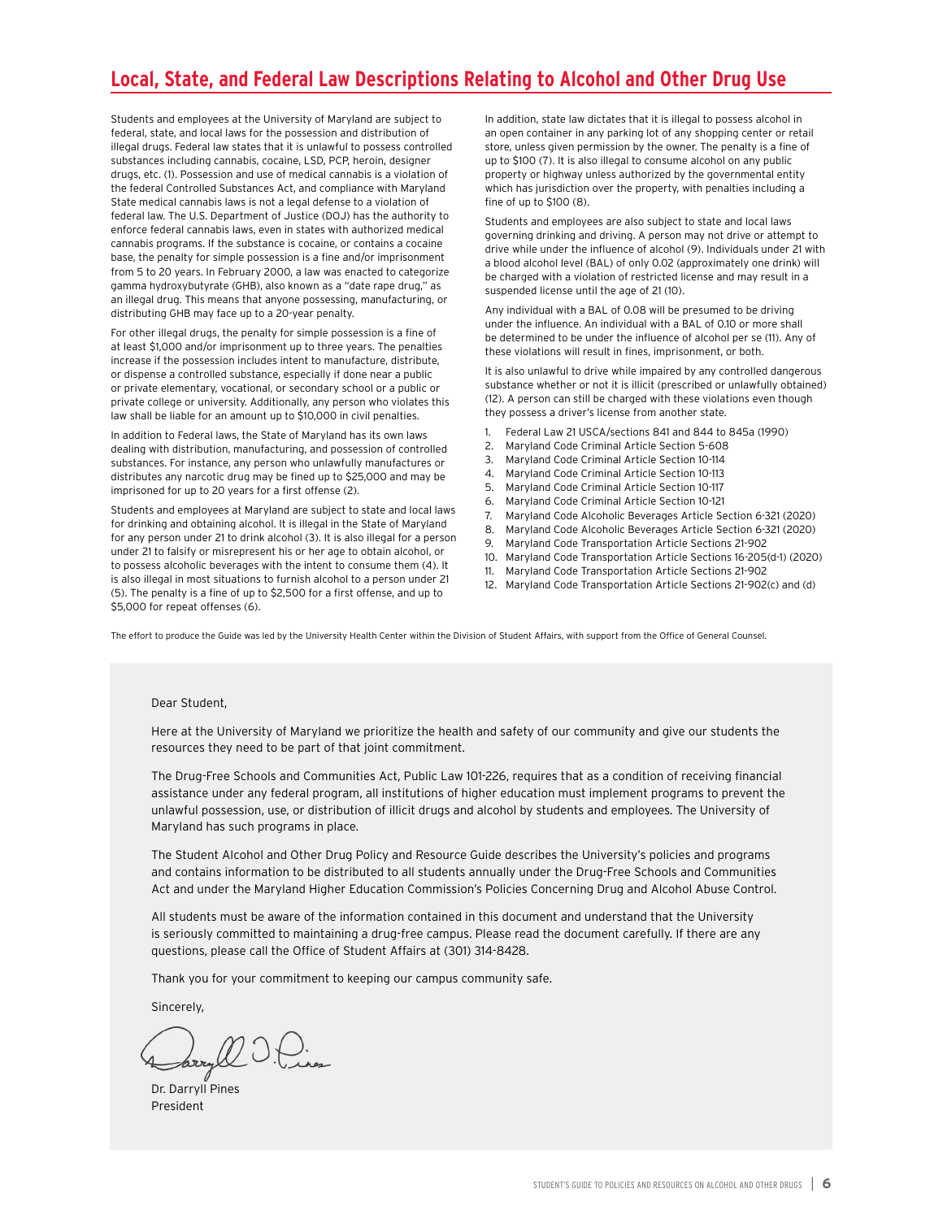## Local, State, and Federal Law Descriptions Relating to Alcohol and Other Drug Use

Students and employees at the University of Maryland are subject to federal, state, and local laws for the possession and distribution of illegal drugs. Federal law states that it is unlawful to possess controlled substances including cannabis, cocaine, LSD, PCP, heroin, designer drugs, etc. (1). Possession and use of medical cannabis is a violation of the federal Controlled Substances Act, and compliance with Maryland State medical cannabis laws is not a legal defense to a violation of federal law. The U.S. Department of Justice (DOJ) has the authority to enforce federal cannabis laws, even in states with authorized medical cannabis programs. If the substance is cocaine, or contains a cocaine base, the penalty for simple possession is a fine and/or imprisonment from 5 to 20 years. In February 2000, a law was enacted to categorize gamma hydroxybutyrate (GHB), also known as a "date rape drug," as an illegal drug. This means that anyone possessing, manufacturing, or distributing GHB may face up to a 20-year penalty.

For other illegal drugs, the penalty for simple possession is a fine of at least $1,000 and/or imprisonment up to three years. The penalties increase if the possession includes intent to manufacture, distribute, or dispense a controlled substance, especially if done near a public or private elementary, vocational, or secondary school or a public or private college or university. Additionally, any person who violates this law shall be liable for an amount up to $10,000 in civil penalties.

In addition to Federal laws, the State of Maryland has its own laws dealing with distribution, manufacturing, and possession of controlled substances. For instance, any person who unlawfully manufactures or distributes any narcotic drug may be fined up to $25,000 and may be imprisoned for up to 20 years for a first offense (2).

Students and employees at Maryland are subject to state and local laws for drinking and obtaining alcohol. It is illegal in the State of Maryland for any person under 21 to drink alcohol (3). It is also illegal for a person under 21 to falsify or misrepresent his or her age to obtain alcohol, or to possess alcoholic beverages with the intent to consume them (4). It is also illegal in most situations to furnish alcohol to a person under 21 (5). The penalty is a fine of up to $2,500 for a first offense, and up to $5,000 for repeat offenses (6).

In addition, state law dictates that it is illegal to possess alcohol in an open container in any parking lot of any shopping center or retail store, unless given permission by the owner. The penalty is a fine of up to $100 (7). It is also illegal to consume alcohol on any public property or highway unless authorized by the governmental entity which has jurisdiction over the property, with penalties including a fine of up to $100 (8).

Students and employees are also subject to state and local laws governing drinking and driving. A person may not drive or attempt to drive while under the influence of alcohol (9). Individuals under 21 with a blood alcohol level (BAL) of only 0.02 (approximately one drink) will be charged with a violation of restricted license and may result in a suspended license until the age of 21 (10).

Any individual with a BAL of 0.08 will be presumed to be driving under the influence. An individual with a BAL of 0.10 or more shall be determined to be under the influence of alcohol per se (11). Any of these violations will result in fines, imprisonment, or both.

It is also unlawful to drive while impaired by any controlled dangerous substance whether or not it is illicit (prescribed or unlawfully obtained) (12). A person can still be charged with these violations even though they possess a driver's license from another state.

1. Federal Law 21 USCA/sections 841 and 844 to 845a (1990)
2. Maryland Code Criminal Article Section 5-608
3. Maryland Code Criminal Article Section 10-114
4. Maryland Code Criminal Article Section 10-113
5. Maryland Code Criminal Article Section 10-117
6. Maryland Code Criminal Article Section 10-121
7. Maryland Code Alcoholic Beverages Article Section 6-321 (2020)
8. Maryland Code Alcoholic Beverages Article Section 6-321 (2020)
9. Maryland Code Transportation Article Sections 21-902
10. Maryland Code Transportation Article Sections 16-205(d-1) (2020)
11. Maryland Code Transportation Article Sections 21-902
12. Maryland Code Transportation Article Sections 21-902(c) and (d)

The effort to produce the Guide was led by the University Health Center within the Division of Student Affairs, with support from the Office of General Counsel.

Dear Student,

Here at the University of Maryland we prioritize the health and safety of our community and give our students the resources they need to be part of that joint commitment.

The Drug-Free Schools and Communities Act, Public Law 101-226, requires that as a condition of receiving financial assistance under any federal program, all institutions of higher education must implement programs to prevent the unlawful possession, use, or distribution of illicit drugs and alcohol by students and employees. The University of Maryland has such programs in place.

The Student Alcohol and Other Drug Policy and Resource Guide describes the University's policies and programs and contains information to be distributed to all students annually under the Drug-Free Schools and Communities Act and under the Maryland Higher Education Commission's Policies Concerning Drug and Alcohol Abuse Control.

All students must be aware of the information contained in this document and understand that the University is seriously committed to maintaining a drug-free campus. Please read the document carefully. If there are any questions, please call the Office of Student Affairs at (301) 314-8428.

Thank you for your commitment to keeping our campus community safe.

Sincerely,

Dr. Darryll Pines
President